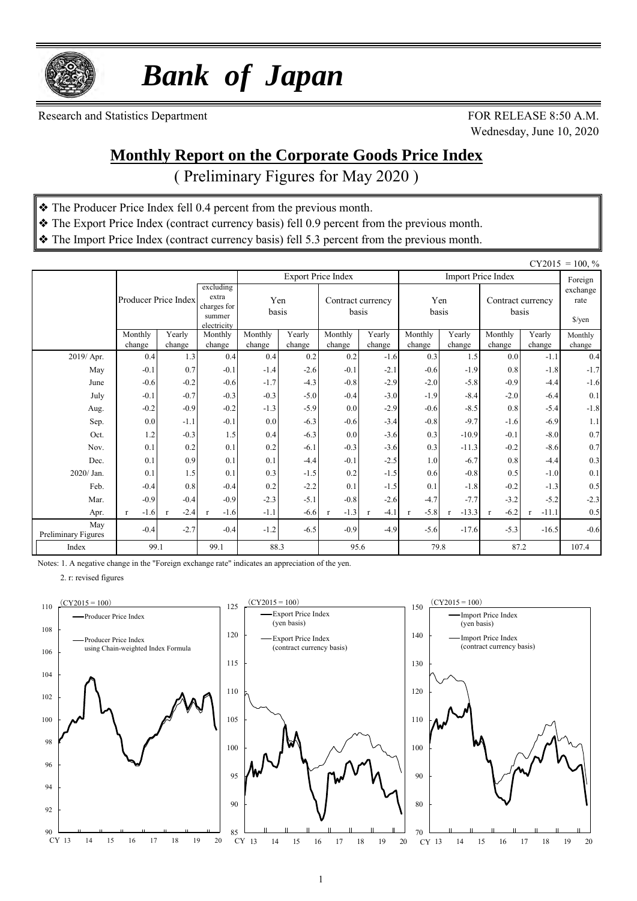# *Bank of Japan*

Research and Statistics Department

FOR RELEASE 8:50 A.M.
Wednesday, June 10, 2020

## Monthly Report on the Corporate Goods Price Index

( Preliminary Figures for May 2020 )

- ❖ The Producer Price Index fell 0.4 percent from the previous month.
- ❖ The Export Price Index (contract currency basis) fell 0.9 percent from the previous month.
- ❖ The Import Price Index (contract currency basis) fell 5.3 percent from the previous month.

CY2015 = 100, %

| | Producer Price Index | | excluding extra charges for summer electricity | Export Price Index | | | | Import Price Index | | | | Foreign exchange rate |
|---|---|---|---|---|---|---|---|---|---|---|---|---|
| | | | | Yen basis | | Contract currency basis | | Yen basis | | Contract currency basis | | $/yen |
| | Monthly change | Yearly change | Monthly change | Monthly change | Yearly change | Monthly change | Yearly change | Monthly change | Yearly change | Monthly change | Yearly change | Monthly change |
| 2019/ Apr. | 0.4 | 1.3 | 0.4 | 0.4 | 0.2 | 0.2 | -1.6 | 0.3 | 1.5 | 0.0 | -1.1 | 0.4 |
| May | -0.1 | 0.7 | -0.1 | -1.4 | -2.6 | -0.1 | -2.1 | -0.6 | -1.9 | 0.8 | -1.8 | -1.7 |
| June | -0.6 | -0.2 | -0.6 | -1.7 | -4.3 | -0.8 | -2.9 | -2.0 | -5.8 | -0.9 | -4.4 | -1.6 |
| July | -0.1 | -0.7 | -0.3 | -0.3 | -5.0 | -0.4 | -3.0 | -1.9 | -8.4 | -2.0 | -6.4 | 0.1 |
| Aug. | -0.2 | -0.9 | -0.2 | -1.3 | -5.9 | 0.0 | -2.9 | -0.6 | -8.5 | 0.8 | -5.4 | -1.8 |
| Sep. | 0.0 | -1.1 | -0.1 | 0.0 | -6.3 | -0.6 | -3.4 | -0.8 | -9.7 | -1.6 | -6.9 | 1.1 |
| Oct. | 1.2 | -0.3 | 1.5 | 0.4 | -6.3 | 0.0 | -3.6 | 0.3 | -10.9 | -0.1 | -8.0 | 0.7 |
| Nov. | 0.1 | 0.2 | 0.1 | 0.2 | -6.1 | -0.3 | -3.6 | 0.3 | -11.3 | -0.2 | -8.6 | 0.7 |
| Dec. | 0.1 | 0.9 | 0.1 | 0.1 | -4.4 | -0.1 | -2.5 | 1.0 | -6.7 | 0.8 | -4.4 | 0.3 |
| 2020/ Jan. | 0.1 | 1.5 | 0.1 | 0.3 | -1.5 | 0.2 | -1.5 | 0.6 | -0.8 | 0.5 | -1.0 | 0.1 |
| Feb. | -0.4 | 0.8 | -0.4 | 0.2 | -2.2 | 0.1 | -1.5 | 0.1 | -1.8 | -0.2 | -1.3 | 0.5 |
| Mar. | -0.9 | -0.4 | -0.9 | -2.3 | -5.1 | -0.8 | -2.6 | -4.7 | -7.7 | -3.2 | -5.2 | -2.3 |
| Apr. | r -1.6 | r -2.4 | r -1.6 | -1.1 | -6.6 | r -1.3 | r -4.1 | r -5.8 | r -13.3 | r -6.2 | r -11.1 | 0.5 |
| May Preliminary Figures | -0.4 | -2.7 | -0.4 | -1.2 | -6.5 | -0.9 | -4.9 | -5.6 | -17.6 | -5.3 | -16.5 | -0.6 |
| Index | 99.1 | | 99.1 | 88.3 | | 95.6 | | 79.8 | | 87.2 | | 107.4 |

Notes: 1. A negative change in the "Foreign exchange rate" indicates an appreciation of the yen.

2. r: revised figures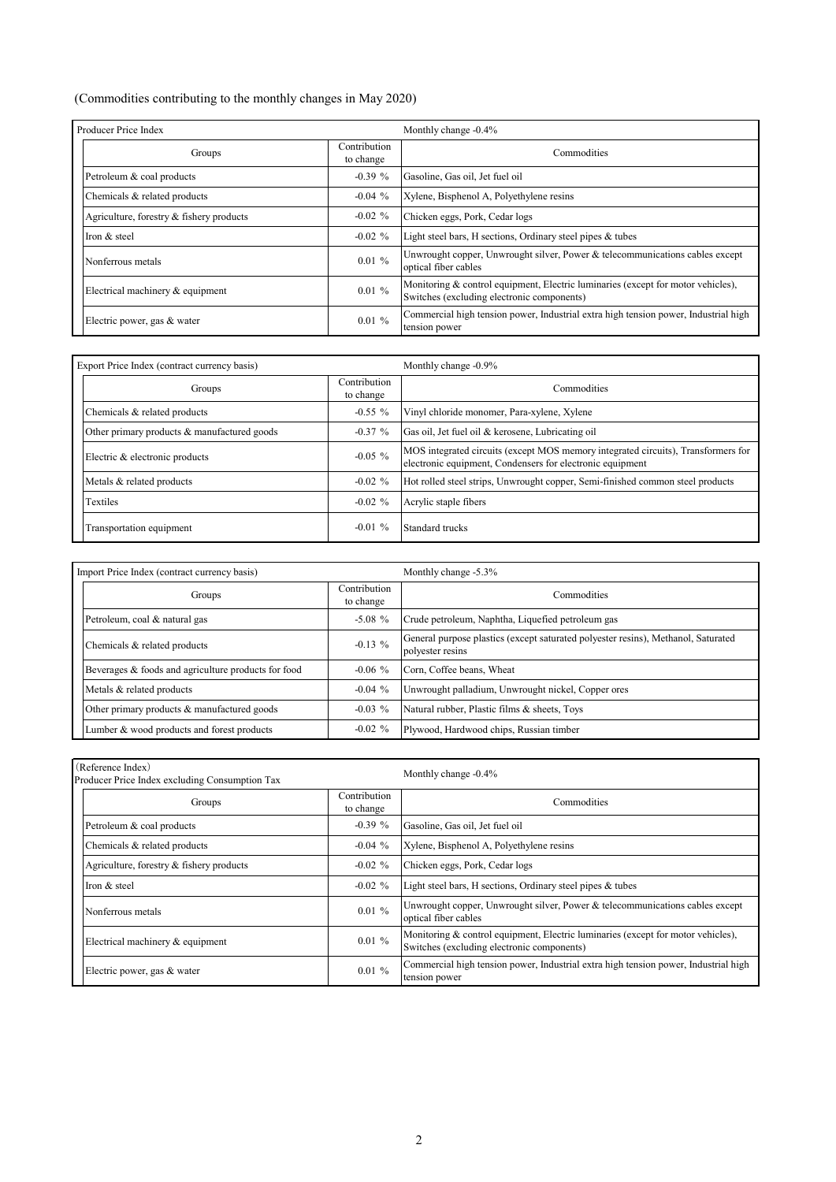(Commodities contributing to the monthly changes in May 2020)

| Producer Price Index | | Monthly change -0.4% |
|---|---|---|
| Groups | Contribution to change | Commodities |
| Petroleum & coal products | -0.39 % | Gasoline, Gas oil, Jet fuel oil |
| Chemicals & related products | -0.04 % | Xylene, Bisphenol A, Polyethylene resins |
| Agriculture, forestry & fishery products | -0.02 % | Chicken eggs, Pork, Cedar logs |
| Iron & steel | -0.02 % | Light steel bars, H sections, Ordinary steel pipes & tubes |
| Nonferrous metals | 0.01 % | Unwrought copper, Unwrought silver, Power & telecommunications cables except optical fiber cables |
| Electrical machinery & equipment | 0.01 % | Monitoring & control equipment, Electric luminaries (except for motor vehicles), Switches (excluding electronic components) |
| Electric power, gas & water | 0.01 % | Commercial high tension power, Industrial extra high tension power, Industrial high tension power |

| Export Price Index (contract currency basis) | | Monthly change -0.9% |
|---|---|---|
| Groups | Contribution to change | Commodities |
| Chemicals & related products | -0.55 % | Vinyl chloride monomer, Para-xylene, Xylene |
| Other primary products & manufactured goods | -0.37 % | Gas oil, Jet fuel oil & kerosene, Lubricating oil |
| Electric & electronic products | -0.05 % | MOS integrated circuits (except MOS memory integrated circuits), Transformers for electronic equipment, Condensers for electronic equipment |
| Metals & related products | -0.02 % | Hot rolled steel strips, Unwrought copper, Semi-finished common steel products |
| Textiles | -0.02 % | Acrylic staple fibers |
| Transportation equipment | -0.01 % | Standard trucks |

| Import Price Index (contract currency basis) | | Monthly change -5.3% |
|---|---|---|
| Groups | Contribution to change | Commodities |
| Petroleum, coal & natural gas | -5.08 % | Crude petroleum, Naphtha, Liquefied petroleum gas |
| Chemicals & related products | -0.13 % | General purpose plastics (except saturated polyester resins), Methanol, Saturated polyester resins |
| Beverages & foods and agriculture products for food | -0.06 % | Corn, Coffee beans, Wheat |
| Metals & related products | -0.04 % | Unwrought palladium, Unwrought nickel, Copper ores |
| Other primary products & manufactured goods | -0.03 % | Natural rubber, Plastic films & sheets, Toys |
| Lumber & wood products and forest products | -0.02 % | Plywood, Hardwood chips, Russian timber |

| (Reference Index) Producer Price Index excluding Consumption Tax | | Monthly change -0.4% |
|---|---|---|
| Groups | Contribution to change | Commodities |
| Petroleum & coal products | -0.39 % | Gasoline, Gas oil, Jet fuel oil |
| Chemicals & related products | -0.04 % | Xylene, Bisphenol A, Polyethylene resins |
| Agriculture, forestry & fishery products | -0.02 % | Chicken eggs, Pork, Cedar logs |
| Iron & steel | -0.02 % | Light steel bars, H sections, Ordinary steel pipes & tubes |
| Nonferrous metals | 0.01 % | Unwrought copper, Unwrought silver, Power & telecommunications cables except optical fiber cables |
| Electrical machinery & equipment | 0.01 % | Monitoring & control equipment, Electric luminaries (except for motor vehicles), Switches (excluding electronic components) |
| Electric power, gas & water | 0.01 % | Commercial high tension power, Industrial extra high tension power, Industrial high tension power |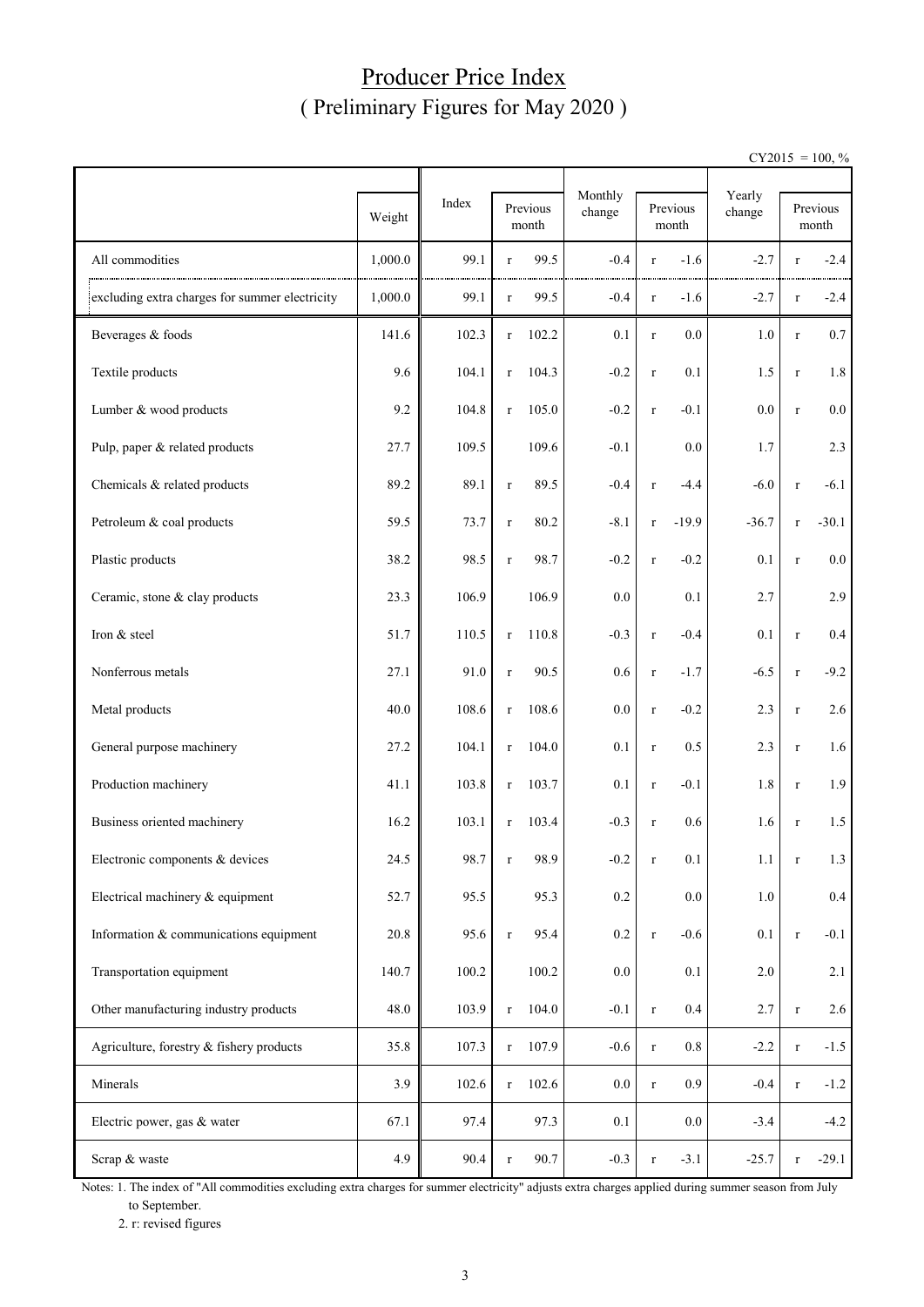# Producer Price Index

## ( Preliminary Figures for May 2020 )

CY2015 = 100, %

| | Weight | Index | Previous month | Monthly change | Previous month | Yearly change | Previous month |
|---|---|---|---|---|---|---|---|
| All commodities | 1,000.0 | 99.1 | r 99.5 | -0.4 | r -1.6 | -2.7 | r -2.4 |
| excluding extra charges for summer electricity | 1,000.0 | 99.1 | r 99.5 | -0.4 | r -1.6 | -2.7 | r -2.4 |
| Beverages & foods | 141.6 | 102.3 | r 102.2 | 0.1 | r 0.0 | 1.0 | r 0.7 |
| Textile products | 9.6 | 104.1 | r 104.3 | -0.2 | r 0.1 | 1.5 | r 1.8 |
| Lumber & wood products | 9.2 | 104.8 | r 105.0 | -0.2 | r -0.1 | 0.0 | r 0.0 |
| Pulp, paper & related products | 27.7 | 109.5 | 109.6 | -0.1 | 0.0 | 1.7 | 2.3 |
| Chemicals & related products | 89.2 | 89.1 | r 89.5 | -0.4 | r -4.4 | -6.0 | r -6.1 |
| Petroleum & coal products | 59.5 | 73.7 | r 80.2 | -8.1 | r -19.9 | -36.7 | r -30.1 |
| Plastic products | 38.2 | 98.5 | r 98.7 | -0.2 | r -0.2 | 0.1 | r 0.0 |
| Ceramic, stone & clay products | 23.3 | 106.9 | 106.9 | 0.0 | 0.1 | 2.7 | 2.9 |
| Iron & steel | 51.7 | 110.5 | r 110.8 | -0.3 | r -0.4 | 0.1 | r 0.4 |
| Nonferrous metals | 27.1 | 91.0 | r 90.5 | 0.6 | r -1.7 | -6.5 | r -9.2 |
| Metal products | 40.0 | 108.6 | r 108.6 | 0.0 | r -0.2 | 2.3 | r 2.6 |
| General purpose machinery | 27.2 | 104.1 | r 104.0 | 0.1 | r 0.5 | 2.3 | r 1.6 |
| Production machinery | 41.1 | 103.8 | r 103.7 | 0.1 | r -0.1 | 1.8 | r 1.9 |
| Business oriented machinery | 16.2 | 103.1 | r 103.4 | -0.3 | r 0.6 | 1.6 | r 1.5 |
| Electronic components & devices | 24.5 | 98.7 | r 98.9 | -0.2 | r 0.1 | 1.1 | r 1.3 |
| Electrical machinery & equipment | 52.7 | 95.5 | 95.3 | 0.2 | 0.0 | 1.0 | 0.4 |
| Information & communications equipment | 20.8 | 95.6 | r 95.4 | 0.2 | r -0.6 | 0.1 | r -0.1 |
| Transportation equipment | 140.7 | 100.2 | 100.2 | 0.0 | 0.1 | 2.0 | 2.1 |
| Other manufacturing industry products | 48.0 | 103.9 | r 104.0 | -0.1 | r 0.4 | 2.7 | r 2.6 |
| Agriculture, forestry & fishery products | 35.8 | 107.3 | r 107.9 | -0.6 | r 0.8 | -2.2 | r -1.5 |
| Minerals | 3.9 | 102.6 | r 102.6 | 0.0 | r 0.9 | -0.4 | r -1.2 |
| Electric power, gas & water | 67.1 | 97.4 | 97.3 | 0.1 | 0.0 | -3.4 | -4.2 |
| Scrap & waste | 4.9 | 90.4 | r 90.7 | -0.3 | r -3.1 | -25.7 | r -29.1 |

Notes: 1. The index of "All commodities excluding extra charges for summer electricity" adjusts extra charges applied during summer season from July to September.

2. r: revised figures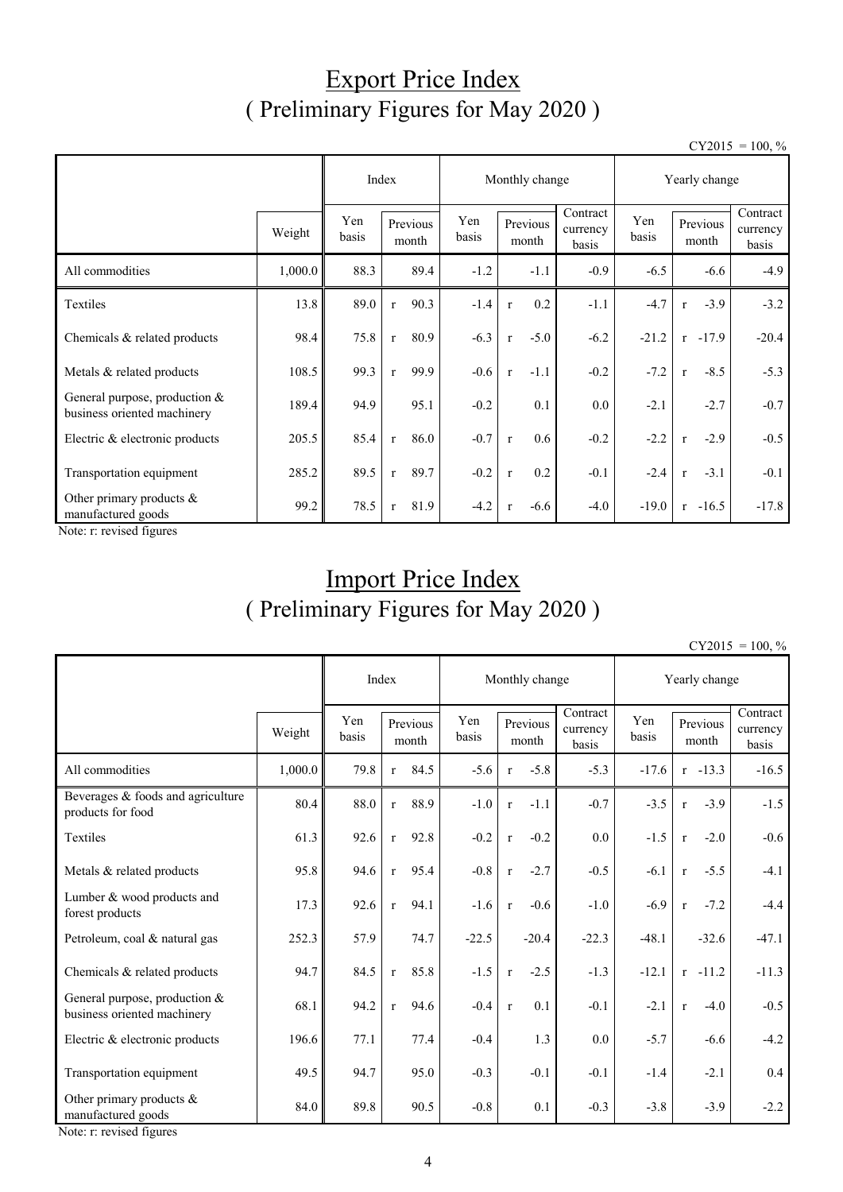# Export Price Index
## ( Preliminary Figures for May 2020 )

CY2015 = 100, %

| | | Index | | Monthly change | | | Yearly change | | |
|---|---|---|---|---|---|---|---|---|---|
| | Weight | Yen basis | Previous month | Yen basis | Previous month | Contract currency basis | Yen basis | Previous month | Contract currency basis |
| All commodities | 1,000.0 | 88.3 | 89.4 | -1.2 | -1.1 | -0.9 | -6.5 | -6.6 | -4.9 |
| Textiles | 13.8 | 89.0 | r 90.3 | -1.4 | r 0.2 | -1.1 | -4.7 | r -3.9 | -3.2 |
| Chemicals & related products | 98.4 | 75.8 | r 80.9 | -6.3 | r -5.0 | -6.2 | -21.2 | r -17.9 | -20.4 |
| Metals & related products | 108.5 | 99.3 | r 99.9 | -0.6 | r -1.1 | -0.2 | -7.2 | r -8.5 | -5.3 |
| General purpose, production & business oriented machinery | 189.4 | 94.9 | 95.1 | -0.2 | 0.1 | 0.0 | -2.1 | -2.7 | -0.7 |
| Electric & electronic products | 205.5 | 85.4 | r 86.0 | -0.7 | r 0.6 | -0.2 | -2.2 | r -2.9 | -0.5 |
| Transportation equipment | 285.2 | 89.5 | r 89.7 | -0.2 | r 0.2 | -0.1 | -2.4 | r -3.1 | -0.1 |
| Other primary products & manufactured goods | 99.2 | 78.5 | r 81.9 | -4.2 | r -6.6 | -4.0 | -19.0 | r -16.5 | -17.8 |

Note: r: revised figures

# Import Price Index
## ( Preliminary Figures for May 2020 )

CY2015 = 100, %

| | | Index | | Monthly change | | | Yearly change | | |
|---|---|---|---|---|---|---|---|---|---|
| | Weight | Yen basis | Previous month | Yen basis | Previous month | Contract currency basis | Yen basis | Previous month | Contract currency basis |
| All commodities | 1,000.0 | 79.8 | r 84.5 | -5.6 | r -5.8 | -5.3 | -17.6 | r -13.3 | -16.5 |
| Beverages & foods and agriculture products for food | 80.4 | 88.0 | r 88.9 | -1.0 | r -1.1 | -0.7 | -3.5 | r -3.9 | -1.5 |
| Textiles | 61.3 | 92.6 | r 92.8 | -0.2 | r -0.2 | 0.0 | -1.5 | r -2.0 | -0.6 |
| Metals & related products | 95.8 | 94.6 | r 95.4 | -0.8 | r -2.7 | -0.5 | -6.1 | r -5.5 | -4.1 |
| Lumber & wood products and forest products | 17.3 | 92.6 | r 94.1 | -1.6 | r -0.6 | -1.0 | -6.9 | r -7.2 | -4.4 |
| Petroleum, coal & natural gas | 252.3 | 57.9 | 74.7 | -22.5 | -20.4 | -22.3 | -48.1 | -32.6 | -47.1 |
| Chemicals & related products | 94.7 | 84.5 | r 85.8 | -1.5 | r -2.5 | -1.3 | -12.1 | r -11.2 | -11.3 |
| General purpose, production & business oriented machinery | 68.1 | 94.2 | r 94.6 | -0.4 | r 0.1 | -0.1 | -2.1 | r -4.0 | -0.5 |
| Electric & electronic products | 196.6 | 77.1 | 77.4 | -0.4 | 1.3 | 0.0 | -5.7 | -6.6 | -4.2 |
| Transportation equipment | 49.5 | 94.7 | 95.0 | -0.3 | -0.1 | -0.1 | -1.4 | -2.1 | 0.4 |
| Other primary products & manufactured goods | 84.0 | 89.8 | 90.5 | -0.8 | 0.1 | -0.3 | -3.8 | -3.9 | -2.2 |

Note: r: revised figures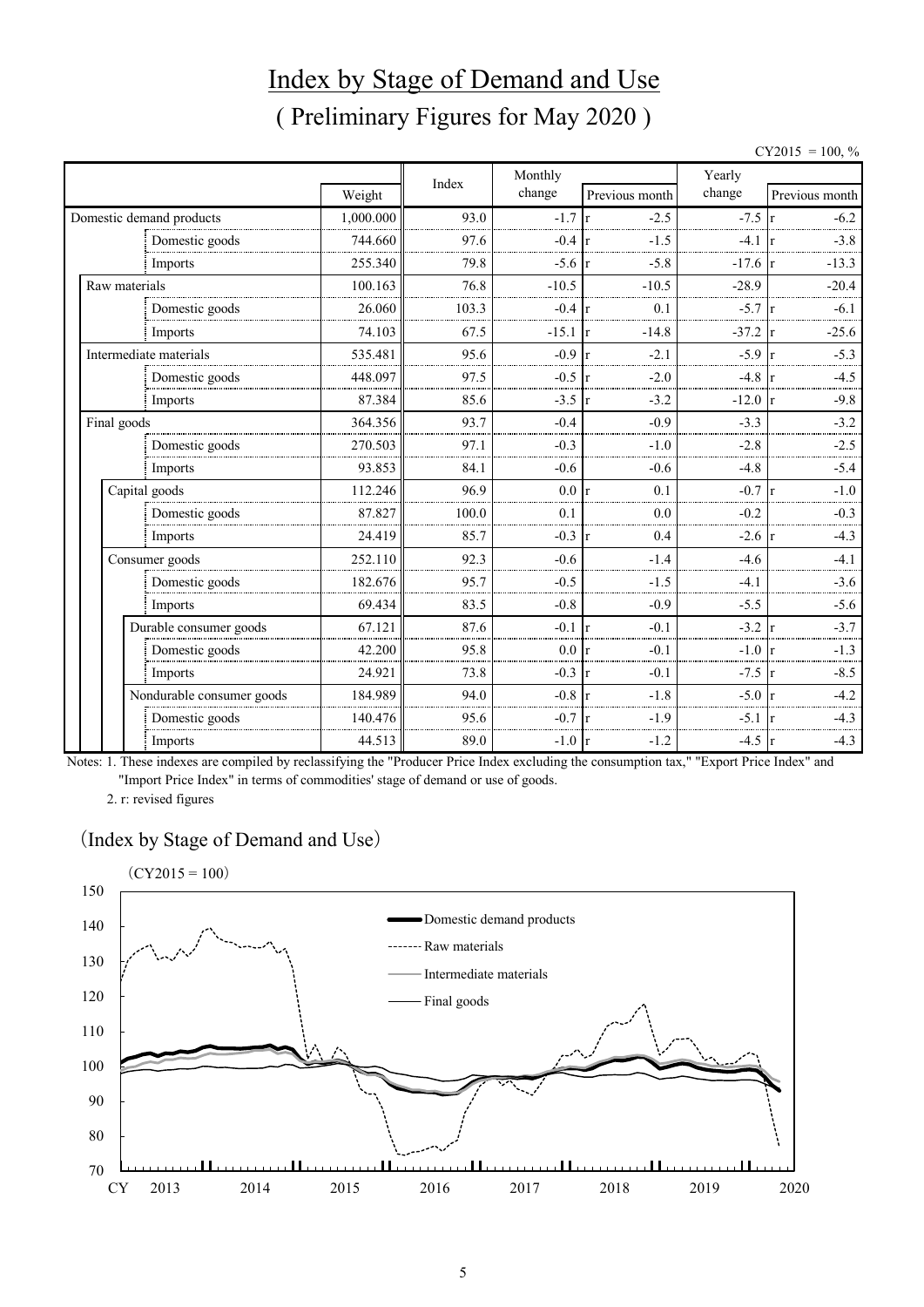# Index by Stage of Demand and Use

## ( Preliminary Figures for May 2020 )

CY2015 = 100, %

| | Weight | Index | Monthly change | Previous month | Yearly change | Previous month |
|---|---|---|---|---|---|---|
| Domestic demand products | 1,000.000 | 93.0 | -1.7 | r -2.5 | -7.5 | r -6.2 |
| Domestic goods | 744.660 | 97.6 | -0.4 | r -1.5 | -4.1 | r -3.8 |
| Imports | 255.340 | 79.8 | -5.6 | r -5.8 | -17.6 | r -13.3 |
| Raw materials | 100.163 | 76.8 | -10.5 | -10.5 | -28.9 | -20.4 |
| Domestic goods | 26.060 | 103.3 | -0.4 | r 0.1 | -5.7 | r -6.1 |
| Imports | 74.103 | 67.5 | -15.1 | r -14.8 | -37.2 | r -25.6 |
| Intermediate materials | 535.481 | 95.6 | -0.9 | r -2.1 | -5.9 | r -5.3 |
| Domestic goods | 448.097 | 97.5 | -0.5 | r -2.0 | -4.8 | r -4.5 |
| Imports | 87.384 | 85.6 | -3.5 | r -3.2 | -12.0 | r -9.8 |
| Final goods | 364.356 | 93.7 | -0.4 | -0.9 | -3.3 | -3.2 |
| Domestic goods | 270.503 | 97.1 | -0.3 | -1.0 | -2.8 | -2.5 |
| Imports | 93.853 | 84.1 | -0.6 | -0.6 | -4.8 | -5.4 |
| Capital goods | 112.246 | 96.9 | 0.0 | r 0.1 | -0.7 | r -1.0 |
| Domestic goods | 87.827 | 100.0 | 0.1 | 0.0 | -0.2 | -0.3 |
| Imports | 24.419 | 85.7 | -0.3 | r 0.4 | -2.6 | r -4.3 |
| Consumer goods | 252.110 | 92.3 | -0.6 | -1.4 | -4.6 | -4.1 |
| Domestic goods | 182.676 | 95.7 | -0.5 | -1.5 | -4.1 | -3.6 |
| Imports | 69.434 | 83.5 | -0.8 | -0.9 | -5.5 | -5.6 |
| Durable consumer goods | 67.121 | 87.6 | -0.1 | r -0.1 | -3.2 | r -3.7 |
| Domestic goods | 42.200 | 95.8 | 0.0 | r -0.1 | -1.0 | r -1.3 |
| Imports | 24.921 | 73.8 | -0.3 | r -0.1 | -7.5 | r -8.5 |
| Nondurable consumer goods | 184.989 | 94.0 | -0.8 | r -1.8 | -5.0 | r -4.2 |
| Domestic goods | 140.476 | 95.6 | -0.7 | r -1.9 | -5.1 | r -4.3 |
| Imports | 44.513 | 89.0 | -1.0 | r -1.2 | -4.5 | r -4.3 |

Notes: 1. These indexes are compiled by reclassifying the "Producer Price Index excluding the consumption tax," "Export Price Index" and "Import Price Index" in terms of commodities' stage of demand or use of goods.

2. r: revised figures

(Index by Stage of Demand and Use)

(CY2015 = 100)

Legend: Domestic demand products; Raw materials; Intermediate materials; Final goods

Y-axis: 70–150; X-axis: CY 2013, 2014, 2015, 2016, 2017, 2018, 2019, 2020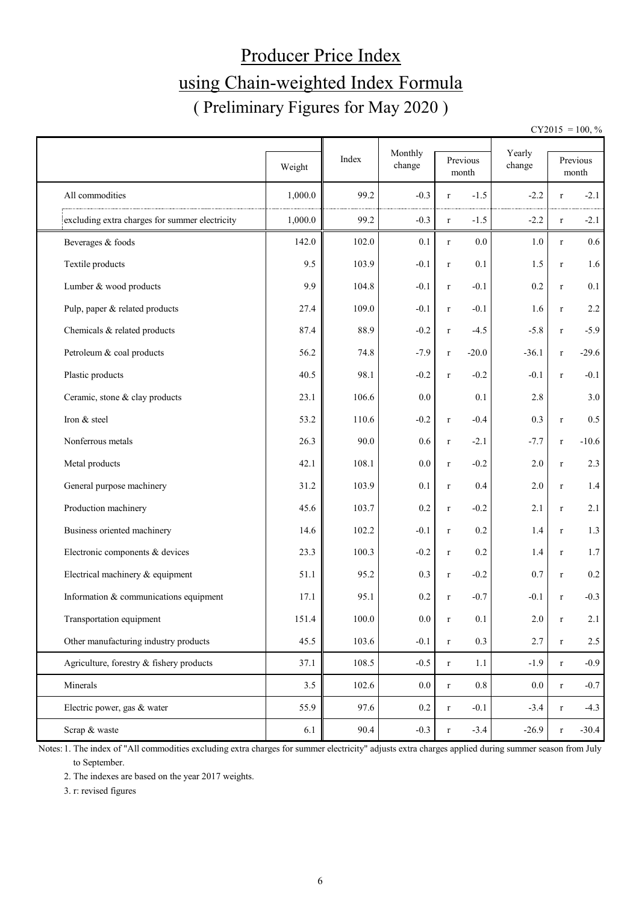# Producer Price Index
## using Chain-weighted Index Formula
### ( Preliminary Figures for May 2020 )

CY2015 = 100, %

| | Weight | Index | Monthly change | Previous month | | Yearly change | Previous month | |
|---|---|---|---|---|---|---|---|---|
| All commodities | 1,000.0 | 99.2 | -0.3 | r | -1.5 | -2.2 | r | -2.1 |
| excluding extra charges for summer electricity | 1,000.0 | 99.2 | -0.3 | r | -1.5 | -2.2 | r | -2.1 |
| Beverages & foods | 142.0 | 102.0 | 0.1 | r | 0.0 | 1.0 | r | 0.6 |
| Textile products | 9.5 | 103.9 | -0.1 | r | 0.1 | 1.5 | r | 1.6 |
| Lumber & wood products | 9.9 | 104.8 | -0.1 | r | -0.1 | 0.2 | r | 0.1 |
| Pulp, paper & related products | 27.4 | 109.0 | -0.1 | r | -0.1 | 1.6 | r | 2.2 |
| Chemicals & related products | 87.4 | 88.9 | -0.2 | r | -4.5 | -5.8 | r | -5.9 |
| Petroleum & coal products | 56.2 | 74.8 | -7.9 | r | -20.0 | -36.1 | r | -29.6 |
| Plastic products | 40.5 | 98.1 | -0.2 | r | -0.2 | -0.1 | r | -0.1 |
| Ceramic, stone & clay products | 23.1 | 106.6 | 0.0 | | 0.1 | 2.8 | | 3.0 |
| Iron & steel | 53.2 | 110.6 | -0.2 | r | -0.4 | 0.3 | r | 0.5 |
| Nonferrous metals | 26.3 | 90.0 | 0.6 | r | -2.1 | -7.7 | r | -10.6 |
| Metal products | 42.1 | 108.1 | 0.0 | r | -0.2 | 2.0 | r | 2.3 |
| General purpose machinery | 31.2 | 103.9 | 0.1 | r | 0.4 | 2.0 | r | 1.4 |
| Production machinery | 45.6 | 103.7 | 0.2 | r | -0.2 | 2.1 | r | 2.1 |
| Business oriented machinery | 14.6 | 102.2 | -0.1 | r | 0.2 | 1.4 | r | 1.3 |
| Electronic components & devices | 23.3 | 100.3 | -0.2 | r | 0.2 | 1.4 | r | 1.7 |
| Electrical machinery & equipment | 51.1 | 95.2 | 0.3 | r | -0.2 | 0.7 | r | 0.2 |
| Information & communications equipment | 17.1 | 95.1 | 0.2 | r | -0.7 | -0.1 | r | -0.3 |
| Transportation equipment | 151.4 | 100.0 | 0.0 | r | 0.1 | 2.0 | r | 2.1 |
| Other manufacturing industry products | 45.5 | 103.6 | -0.1 | r | 0.3 | 2.7 | r | 2.5 |
| Agriculture, forestry & fishery products | 37.1 | 108.5 | -0.5 | r | 1.1 | -1.9 | r | -0.9 |
| Minerals | 3.5 | 102.6 | 0.0 | r | 0.8 | 0.0 | r | -0.7 |
| Electric power, gas & water | 55.9 | 97.6 | 0.2 | r | -0.1 | -3.4 | r | -4.3 |
| Scrap & waste | 6.1 | 90.4 | -0.3 | r | -3.4 | -26.9 | r | -30.4 |

Notes: 1. The index of "All commodities excluding extra charges for summer electricity" adjusts extra charges applied during summer season from July to September.

2. The indexes are based on the year 2017 weights.

3. r: revised figures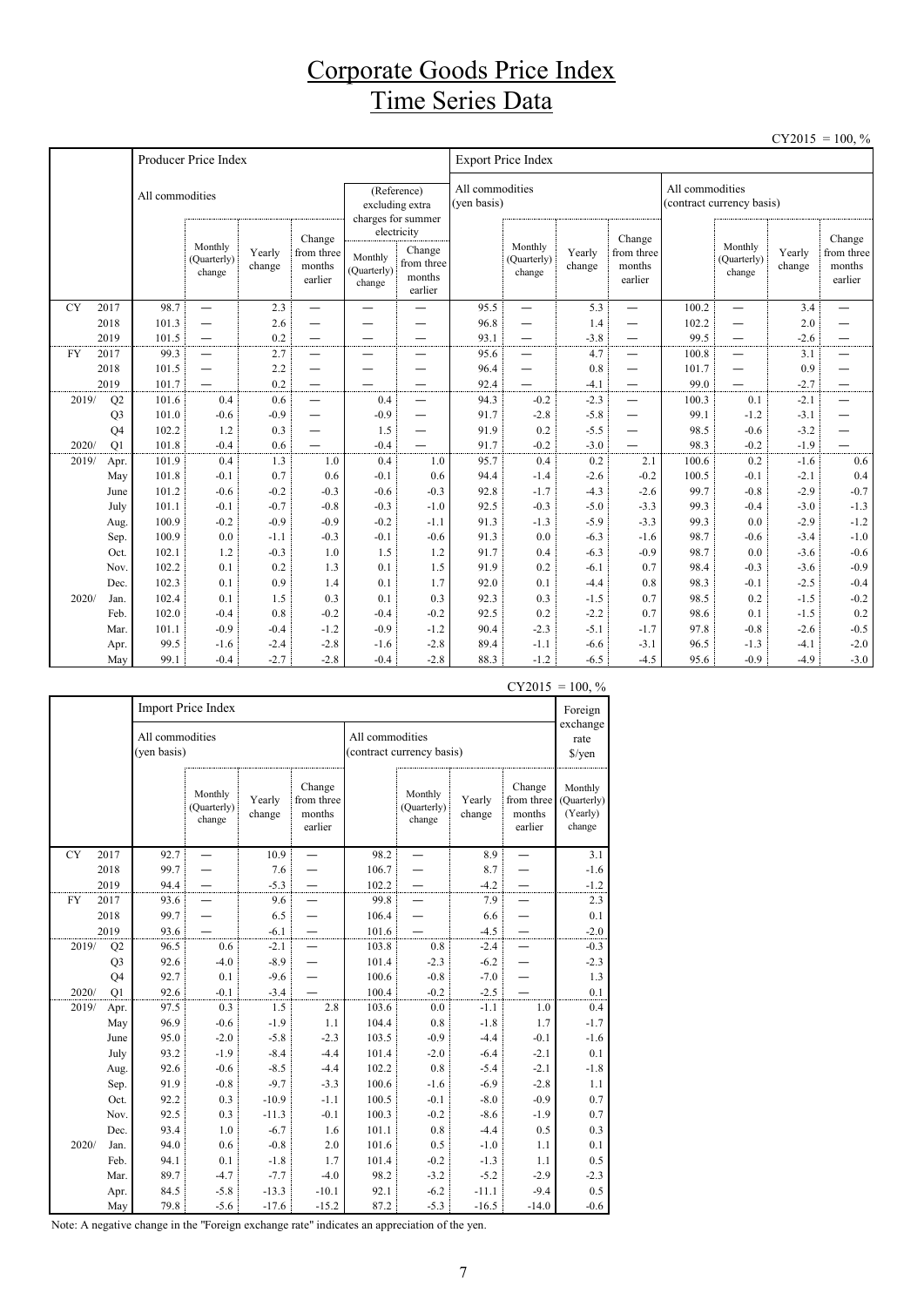# Corporate Goods Price Index
# Time Series Data

CY2015 = 100, %

| | | Producer Price Index | | | | | | Export Price Index | | | | | | | |
|---|---|---|---|---|---|---|---|---|---|---|---|---|---|---|---|
| | | All commodities | | | | (Reference) excluding extra charges for summer electricity | | All commodities (yen basis) | | | | All commodities (contract currency basis) | | | |
| | | | Monthly (Quarterly) change | Yearly change | Change from three months earlier | Monthly (Quarterly) change | Change from three months earlier | | Monthly (Quarterly) change | Yearly change | Change from three months earlier | | Monthly (Quarterly) change | Yearly change | Change from three months earlier |
| CY | 2017 | 98.7 | — | 2.3 | — | — | — | 95.5 | — | 5.3 | — | 100.2 | — | 3.4 | — |
| | 2018 | 101.3 | — | 2.6 | — | — | — | 96.8 | — | 1.4 | — | 102.2 | — | 2.0 | — |
| | 2019 | 101.5 | — | 0.2 | — | — | — | 93.1 | — | -3.8 | — | 99.5 | — | -2.6 | — |
| FY | 2017 | 99.3 | — | 2.7 | — | — | — | 95.6 | — | 4.7 | — | 100.8 | — | 3.1 | — |
| | 2018 | 101.5 | — | 2.2 | — | — | — | 96.4 | — | 0.8 | — | 101.7 | — | 0.9 | — |
| | 2019 | 101.7 | — | 0.2 | — | — | — | 92.4 | — | -4.1 | — | 99.0 | — | -2.7 | — |
| 2019/ | Q2 | 101.6 | 0.4 | 0.6 | — | 0.4 | — | 94.3 | -0.2 | -2.3 | — | 100.3 | 0.1 | -2.1 | — |
| | Q3 | 101.0 | -0.6 | -0.9 | — | -0.9 | — | 91.7 | -2.8 | -5.8 | — | 99.1 | -1.2 | -3.1 | — |
| | Q4 | 102.2 | 1.2 | 0.3 | — | 1.5 | — | 91.9 | 0.2 | -5.5 | — | 98.5 | -0.6 | -3.2 | — |
| 2020/ | Q1 | 101.8 | -0.4 | 0.6 | — | -0.4 | — | 91.7 | -0.2 | -3.0 | — | 98.3 | -0.2 | -1.9 | — |
| 2019/ | Apr. | 101.9 | 0.4 | 1.3 | 1.0 | 0.4 | 1.0 | 95.7 | 0.4 | 0.2 | 2.1 | 100.6 | 0.2 | -1.6 | 0.6 |
| | May | 101.8 | -0.1 | 0.7 | 0.6 | -0.1 | 0.6 | 94.4 | -1.4 | -2.6 | -0.2 | 100.5 | -0.1 | -2.1 | 0.4 |
| | June | 101.2 | -0.6 | -0.2 | -0.3 | -0.6 | -0.3 | 92.8 | -1.7 | -4.3 | -2.6 | 99.7 | -0.8 | -2.9 | -0.7 |
| | July | 101.1 | -0.1 | -0.7 | -0.8 | -0.3 | -1.0 | 92.5 | -0.3 | -5.0 | -3.3 | 99.3 | -0.4 | -3.0 | -1.3 |
| | Aug. | 100.9 | -0.2 | -0.9 | -0.9 | -0.2 | -1.1 | 91.3 | -1.3 | -5.9 | -3.3 | 99.3 | 0.0 | -2.9 | -1.2 |
| | Sep. | 100.9 | 0.0 | -1.1 | -0.3 | -0.1 | -0.6 | 91.3 | 0.0 | -6.3 | -1.6 | 98.7 | -0.6 | -3.4 | -1.0 |
| | Oct. | 102.1 | 1.2 | -0.3 | 1.0 | 1.5 | 1.2 | 91.7 | 0.4 | -6.3 | -0.9 | 98.7 | 0.0 | -3.6 | -0.6 |
| | Nov. | 102.2 | 0.1 | 0.2 | 1.3 | 0.1 | 1.5 | 91.9 | 0.2 | -6.1 | 0.7 | 98.4 | -0.3 | -3.6 | -0.9 |
| | Dec. | 102.3 | 0.1 | 0.9 | 1.4 | 0.1 | 1.7 | 92.0 | 0.1 | -4.4 | 0.8 | 98.3 | -0.1 | -2.5 | -0.4 |
| 2020/ | Jan. | 102.4 | 0.1 | 1.5 | 0.3 | 0.1 | 0.3 | 92.3 | 0.3 | -1.5 | 0.7 | 98.5 | 0.2 | -1.5 | -0.2 |
| | Feb. | 102.0 | -0.4 | 0.8 | -0.2 | -0.4 | -0.2 | 92.5 | 0.2 | -2.2 | 0.7 | 98.6 | 0.1 | -1.5 | 0.2 |
| | Mar. | 101.1 | -0.9 | -0.4 | -1.2 | -0.9 | -1.2 | 90.4 | -2.3 | -5.1 | -1.7 | 97.8 | -0.8 | -2.6 | -0.5 |
| | Apr. | 99.5 | -1.6 | -2.4 | -2.8 | -1.6 | -2.8 | 89.4 | -1.1 | -6.6 | -3.1 | 96.5 | -1.3 | -4.1 | -2.0 |
| | May | 99.1 | -0.4 | -2.7 | -2.8 | -0.4 | -2.8 | 88.3 | -1.2 | -6.5 | -4.5 | 95.6 | -0.9 | -4.9 | -3.0 |

CY2015 = 100, %

| | | Import Price Index | | | | | | | | Foreign exchange rate $/yen |
|---|---|---|---|---|---|---|---|---|---|---|
| | | All commodities (yen basis) | | | | All commodities (contract currency basis) | | | | |
| | | | Monthly (Quarterly) change | Yearly change | Change from three months earlier | | Monthly (Quarterly) change | Yearly change | Change from three months earlier | Monthly (Quarterly) (Yearly) change |
| CY | 2017 | 92.7 | — | 10.9 | — | 98.2 | — | 8.9 | — | 3.1 |
| | 2018 | 99.7 | — | 7.6 | — | 106.7 | — | 8.7 | — | -1.6 |
| | 2019 | 94.4 | — | -5.3 | — | 102.2 | — | -4.2 | — | -1.2 |
| FY | 2017 | 93.6 | — | 9.6 | — | 99.8 | — | 7.9 | — | 2.3 |
| | 2018 | 99.7 | — | 6.5 | — | 106.4 | — | 6.6 | — | 0.1 |
| | 2019 | 93.6 | — | -6.1 | — | 101.6 | — | -4.5 | — | -2.0 |
| 2019/ | Q2 | 96.5 | 0.6 | -2.1 | — | 103.8 | 0.8 | -2.4 | — | -0.3 |
| | Q3 | 92.6 | -4.0 | -8.9 | — | 101.4 | -2.3 | -6.2 | — | -2.3 |
| | Q4 | 92.7 | 0.1 | -9.6 | — | 100.6 | -0.8 | -7.0 | — | 1.3 |
| 2020/ | Q1 | 92.6 | -0.1 | -3.4 | — | 100.4 | -0.2 | -2.5 | — | 0.1 |
| 2019/ | Apr. | 97.5 | 0.3 | 1.5 | 2.8 | 103.6 | 0.0 | -1.1 | 1.0 | 0.4 |
| | May | 96.9 | -0.6 | -1.9 | 1.1 | 104.4 | 0.8 | -1.8 | 1.7 | -1.7 |
| | June | 95.0 | -2.0 | -5.8 | -2.3 | 103.5 | -0.9 | -4.4 | -0.1 | -1.6 |
| | July | 93.2 | -1.9 | -8.4 | -4.4 | 101.4 | -2.0 | -6.4 | -2.1 | 0.1 |
| | Aug. | 92.6 | -0.6 | -8.5 | -4.4 | 102.2 | 0.8 | -5.4 | -2.1 | -1.8 |
| | Sep. | 91.9 | -0.8 | -9.7 | -3.3 | 100.6 | -1.6 | -6.9 | -2.8 | 1.1 |
| | Oct. | 92.2 | 0.3 | -10.9 | -1.1 | 100.5 | -0.1 | -8.0 | -0.9 | 0.7 |
| | Nov. | 92.5 | 0.3 | -11.3 | -0.1 | 100.3 | -0.2 | -8.6 | -1.9 | 0.7 |
| | Dec. | 93.4 | 1.0 | -6.7 | 1.6 | 101.1 | 0.8 | -4.4 | 0.5 | 0.3 |
| 2020/ | Jan. | 94.0 | 0.6 | -0.8 | 2.0 | 101.6 | 0.5 | -1.0 | 1.1 | 0.1 |
| | Feb. | 94.1 | 0.1 | -1.8 | 1.7 | 101.4 | -0.2 | -1.3 | 1.1 | 0.5 |
| | Mar. | 89.7 | -4.7 | -7.7 | -4.0 | 98.2 | -3.2 | -5.2 | -2.9 | -2.3 |
| | Apr. | 84.5 | -5.8 | -13.3 | -10.1 | 92.1 | -6.2 | -11.1 | -9.4 | 0.5 |
| | May | 79.8 | -5.6 | -17.6 | -15.2 | 87.2 | -5.3 | -16.5 | -14.0 | -0.6 |

Note: A negative change in the "Foreign exchange rate" indicates an appreciation of the yen.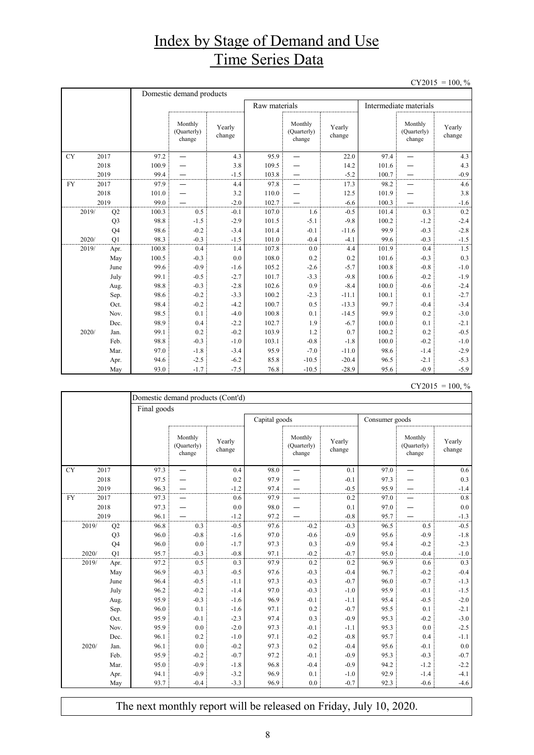# Index by Stage of Demand and Use Time Series Data

CY2015 = 100, %

| | | Domestic demand products | | | | | | | | |
|---|---|---|---|---|---|---|---|---|---|---|
| | | | | | Raw materials | | | Intermediate materials | | |
| | | | Monthly (Quarterly) change | Yearly change | | Monthly (Quarterly) change | Yearly change | | Monthly (Quarterly) change | Yearly change |
| CY | 2017 | 97.2 | ― | 4.3 | 95.9 | ― | 22.0 | 97.4 | ― | 4.3 |
| | 2018 | 100.9 | ― | 3.8 | 109.5 | ― | 14.2 | 101.6 | ― | 4.3 |
| | 2019 | 99.4 | ― | -1.5 | 103.8 | ― | -5.2 | 100.7 | ― | -0.9 |
| FY | 2017 | 97.9 | ― | 4.4 | 97.8 | ― | 17.3 | 98.2 | ― | 4.6 |
| | 2018 | 101.0 | ― | 3.2 | 110.0 | ― | 12.5 | 101.9 | ― | 3.8 |
| | 2019 | 99.0 | ― | -2.0 | 102.7 | ― | -6.6 | 100.3 | ― | -1.6 |
| 2019/ | Q2 | 100.3 | 0.5 | -0.1 | 107.0 | 1.6 | -0.5 | 101.4 | 0.3 | 0.2 |
| | Q3 | 98.8 | -1.5 | -2.9 | 101.5 | -5.1 | -9.8 | 100.2 | -1.2 | -2.4 |
| | Q4 | 98.6 | -0.2 | -3.4 | 101.4 | -0.1 | -11.6 | 99.9 | -0.3 | -2.8 |
| 2020/ | Q1 | 98.3 | -0.3 | -1.5 | 101.0 | -0.4 | -4.1 | 99.6 | -0.3 | -1.5 |
| 2019/ | Apr. | 100.8 | 0.4 | 1.4 | 107.8 | 0.0 | 4.4 | 101.9 | 0.4 | 1.5 |
| | May | 100.5 | -0.3 | 0.0 | 108.0 | 0.2 | 0.2 | 101.6 | -0.3 | 0.3 |
| | June | 99.6 | -0.9 | -1.6 | 105.2 | -2.6 | -5.7 | 100.8 | -0.8 | -1.0 |
| | July | 99.1 | -0.5 | -2.7 | 101.7 | -3.3 | -9.8 | 100.6 | -0.2 | -1.9 |
| | Aug. | 98.8 | -0.3 | -2.8 | 102.6 | 0.9 | -8.4 | 100.0 | -0.6 | -2.4 |
| | Sep. | 98.6 | -0.2 | -3.3 | 100.2 | -2.3 | -11.1 | 100.1 | 0.1 | -2.7 |
| | Oct. | 98.4 | -0.2 | -4.2 | 100.7 | 0.5 | -13.3 | 99.7 | -0.4 | -3.4 |
| | Nov. | 98.5 | 0.1 | -4.0 | 100.8 | 0.1 | -14.5 | 99.9 | 0.2 | -3.0 |
| | Dec. | 98.9 | 0.4 | -2.2 | 102.7 | 1.9 | -6.7 | 100.0 | 0.1 | -2.1 |
| 2020/ | Jan. | 99.1 | 0.2 | -0.2 | 103.9 | 1.2 | 0.7 | 100.2 | 0.2 | -0.5 |
| | Feb. | 98.8 | -0.3 | -1.0 | 103.1 | -0.8 | -1.8 | 100.0 | -0.2 | -1.0 |
| | Mar. | 97.0 | -1.8 | -3.4 | 95.9 | -7.0 | -11.0 | 98.6 | -1.4 | -2.9 |
| | Apr. | 94.6 | -2.5 | -6.2 | 85.8 | -10.5 | -20.4 | 96.5 | -2.1 | -5.3 |
| | May | 93.0 | -1.7 | -7.5 | 76.8 | -10.5 | -28.9 | 95.6 | -0.9 | -5.9 |

CY2015 = 100, %

| | | Domestic demand products (Cont'd) | | | | | | | | |
|---|---|---|---|---|---|---|---|---|---|---|
| | | Final goods | | | | | | | | |
| | | | | | Capital goods | | | Consumer goods | | |
| | | | Monthly (Quarterly) change | Yearly change | | Monthly (Quarterly) change | Yearly change | | Monthly (Quarterly) change | Yearly change |
| CY | 2017 | 97.3 | ― | 0.4 | 98.0 | ― | 0.1 | 97.0 | ― | 0.6 |
| | 2018 | 97.5 | ― | 0.2 | 97.9 | ― | -0.1 | 97.3 | ― | 0.3 |
| | 2019 | 96.3 | ― | -1.2 | 97.4 | ― | -0.5 | 95.9 | ― | -1.4 |
| FY | 2017 | 97.3 | ― | 0.6 | 97.9 | ― | 0.2 | 97.0 | ― | 0.8 |
| | 2018 | 97.3 | ― | 0.0 | 98.0 | ― | 0.1 | 97.0 | ― | 0.0 |
| | 2019 | 96.1 | ― | -1.2 | 97.2 | ― | -0.8 | 95.7 | ― | -1.3 |
| 2019/ | Q2 | 96.8 | 0.3 | -0.5 | 97.6 | -0.2 | -0.3 | 96.5 | 0.5 | -0.5 |
| | Q3 | 96.0 | -0.8 | -1.6 | 97.0 | -0.6 | -0.9 | 95.6 | -0.9 | -1.8 |
| | Q4 | 96.0 | 0.0 | -1.7 | 97.3 | 0.3 | -0.9 | 95.4 | -0.2 | -2.3 |
| 2020/ | Q1 | 95.7 | -0.3 | -0.8 | 97.1 | -0.2 | -0.7 | 95.0 | -0.4 | -1.0 |
| 2019/ | Apr. | 97.2 | 0.5 | 0.3 | 97.9 | 0.2 | 0.2 | 96.9 | 0.6 | 0.3 |
| | May | 96.9 | -0.3 | -0.5 | 97.6 | -0.3 | -0.4 | 96.7 | -0.2 | -0.4 |
| | June | 96.4 | -0.5 | -1.1 | 97.3 | -0.3 | -0.7 | 96.0 | -0.7 | -1.3 |
| | July | 96.2 | -0.2 | -1.4 | 97.0 | -0.3 | -1.0 | 95.9 | -0.1 | -1.5 |
| | Aug. | 95.9 | -0.3 | -1.6 | 96.9 | -0.1 | -1.1 | 95.4 | -0.5 | -2.0 |
| | Sep. | 96.0 | 0.1 | -1.6 | 97.1 | 0.2 | -0.7 | 95.5 | 0.1 | -2.1 |
| | Oct. | 95.9 | -0.1 | -2.3 | 97.4 | 0.3 | -0.9 | 95.3 | -0.2 | -3.0 |
| | Nov. | 95.9 | 0.0 | -2.0 | 97.3 | -0.1 | -1.1 | 95.3 | 0.0 | -2.5 |
| | Dec. | 96.1 | 0.2 | -1.0 | 97.1 | -0.2 | -0.8 | 95.7 | 0.4 | -1.1 |
| 2020/ | Jan. | 96.1 | 0.0 | -0.2 | 97.3 | 0.2 | -0.4 | 95.6 | -0.1 | 0.0 |
| | Feb. | 95.9 | -0.2 | -0.7 | 97.2 | -0.1 | -0.9 | 95.3 | -0.3 | -0.7 |
| | Mar. | 95.0 | -0.9 | -1.8 | 96.8 | -0.4 | -0.9 | 94.2 | -1.2 | -2.2 |
| | Apr. | 94.1 | -0.9 | -3.2 | 96.9 | 0.1 | -1.0 | 92.9 | -1.4 | -4.1 |
| | May | 93.7 | -0.4 | -3.3 | 96.9 | 0.0 | -0.7 | 92.3 | -0.6 | -4.6 |

The next monthly report will be released on Friday, July 10, 2020.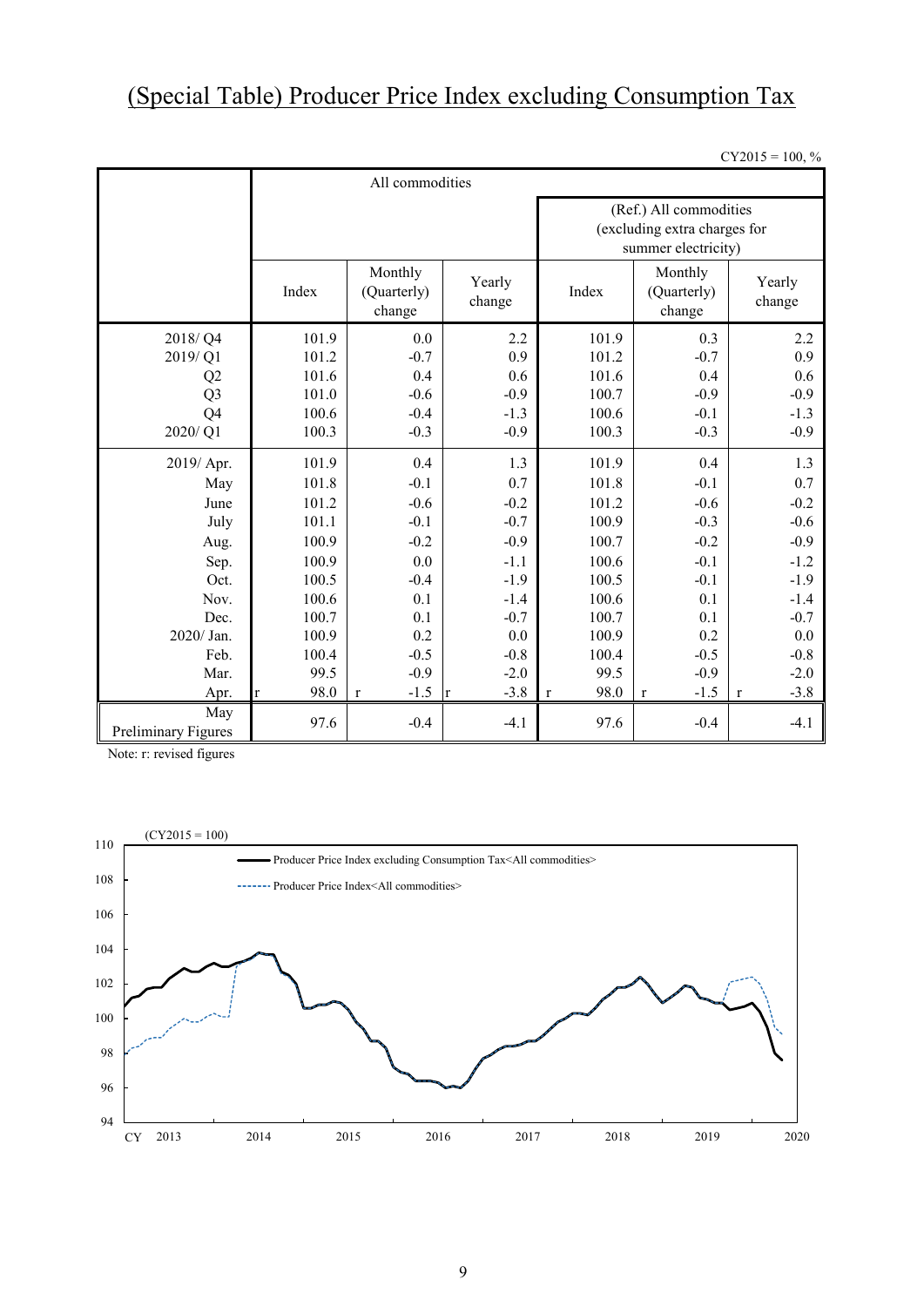# (Special Table) Producer Price Index excluding Consumption Tax

CY2015 = 100, %

| | All commodities | | | | | |
|---|---|---|---|---|---|---|
| | | | | (Ref.) All commodities (excluding extra charges for summer electricity) | | |
| | Index | Monthly (Quarterly) change | Yearly change | Index | Monthly (Quarterly) change | Yearly change |
| 2018/ Q4 | 101.9 | 0.0 | 2.2 | 101.9 | 0.3 | 2.2 |
| 2019/ Q1 | 101.2 | -0.7 | 0.9 | 101.2 | -0.7 | 0.9 |
| Q2 | 101.6 | 0.4 | 0.6 | 101.6 | 0.4 | 0.6 |
| Q3 | 101.0 | -0.6 | -0.9 | 100.7 | -0.9 | -0.9 |
| Q4 | 100.6 | -0.4 | -1.3 | 100.6 | -0.1 | -1.3 |
| 2020/ Q1 | 100.3 | -0.3 | -0.9 | 100.3 | -0.3 | -0.9 |
| 2019/ Apr. | 101.9 | 0.4 | 1.3 | 101.9 | 0.4 | 1.3 |
| May | 101.8 | -0.1 | 0.7 | 101.8 | -0.1 | 0.7 |
| June | 101.2 | -0.6 | -0.2 | 101.2 | -0.6 | -0.2 |
| July | 101.1 | -0.1 | -0.7 | 100.9 | -0.3 | -0.6 |
| Aug. | 100.9 | -0.2 | -0.9 | 100.7 | -0.2 | -0.9 |
| Sep. | 100.9 | 0.0 | -1.1 | 100.6 | -0.1 | -1.2 |
| Oct. | 100.5 | -0.4 | -1.9 | 100.5 | -0.1 | -1.9 |
| Nov. | 100.6 | 0.1 | -1.4 | 100.6 | 0.1 | -1.4 |
| Dec. | 100.7 | 0.1 | -0.7 | 100.7 | 0.1 | -0.7 |
| 2020/ Jan. | 100.9 | 0.2 | 0.0 | 100.9 | 0.2 | 0.0 |
| Feb. | 100.4 | -0.5 | -0.8 | 100.4 | -0.5 | -0.8 |
| Mar. | 99.5 | -0.9 | -2.0 | 99.5 | -0.9 | -2.0 |
| Apr. | r 98.0 | r -1.5 | r -3.8 | r 98.0 | r -1.5 | r -3.8 |
| May Preliminary Figures | 97.6 | -0.4 | -4.1 | 97.6 | -0.4 | -4.1 |

Note: r: revised figures

(CY2015 = 100)

Producer Price Index excluding Consumption Tax<All commodities>

Producer Price Index<All commodities>

CY 2013 2014 2015 2016 2017 2018 2019 2020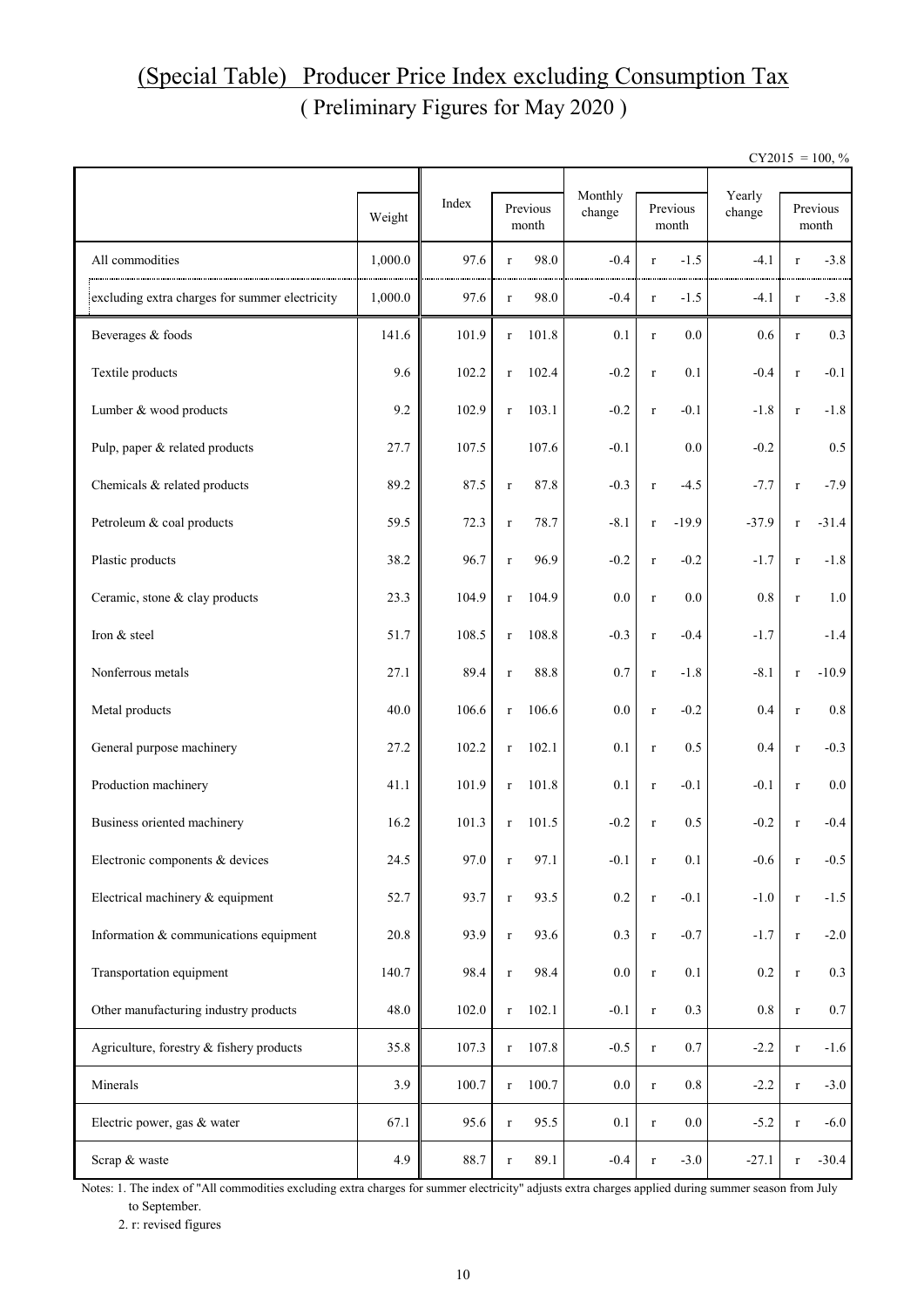# (Special Table) Producer Price Index excluding Consumption Tax

## ( Preliminary Figures for May 2020 )

CY2015 = 100, %

| | Weight | Index | Previous month | Monthly change | Previous month | Yearly change | Previous month |
|---|---|---|---|---|---|---|---|
| All commodities | 1,000.0 | 97.6 | r 98.0 | -0.4 | r -1.5 | -4.1 | r -3.8 |
| excluding extra charges for summer electricity | 1,000.0 | 97.6 | r 98.0 | -0.4 | r -1.5 | -4.1 | r -3.8 |
| Beverages & foods | 141.6 | 101.9 | r 101.8 | 0.1 | r 0.0 | 0.6 | r 0.3 |
| Textile products | 9.6 | 102.2 | r 102.4 | -0.2 | r 0.1 | -0.4 | r -0.1 |
| Lumber & wood products | 9.2 | 102.9 | r 103.1 | -0.2 | r -0.1 | -1.8 | r -1.8 |
| Pulp, paper & related products | 27.7 | 107.5 | 107.6 | -0.1 | 0.0 | -0.2 | 0.5 |
| Chemicals & related products | 89.2 | 87.5 | r 87.8 | -0.3 | r -4.5 | -7.7 | r -7.9 |
| Petroleum & coal products | 59.5 | 72.3 | r 78.7 | -8.1 | r -19.9 | -37.9 | r -31.4 |
| Plastic products | 38.2 | 96.7 | r 96.9 | -0.2 | r -0.2 | -1.7 | r -1.8 |
| Ceramic, stone & clay products | 23.3 | 104.9 | r 104.9 | 0.0 | r 0.0 | 0.8 | r 1.0 |
| Iron & steel | 51.7 | 108.5 | r 108.8 | -0.3 | r -0.4 | -1.7 | -1.4 |
| Nonferrous metals | 27.1 | 89.4 | r 88.8 | 0.7 | r -1.8 | -8.1 | r -10.9 |
| Metal products | 40.0 | 106.6 | r 106.6 | 0.0 | r -0.2 | 0.4 | r 0.8 |
| General purpose machinery | 27.2 | 102.2 | r 102.1 | 0.1 | r 0.5 | 0.4 | r -0.3 |
| Production machinery | 41.1 | 101.9 | r 101.8 | 0.1 | r -0.1 | -0.1 | r 0.0 |
| Business oriented machinery | 16.2 | 101.3 | r 101.5 | -0.2 | r 0.5 | -0.2 | r -0.4 |
| Electronic components & devices | 24.5 | 97.0 | r 97.1 | -0.1 | r 0.1 | -0.6 | r -0.5 |
| Electrical machinery & equipment | 52.7 | 93.7 | r 93.5 | 0.2 | r -0.1 | -1.0 | r -1.5 |
| Information & communications equipment | 20.8 | 93.9 | r 93.6 | 0.3 | r -0.7 | -1.7 | r -2.0 |
| Transportation equipment | 140.7 | 98.4 | r 98.4 | 0.0 | r 0.1 | 0.2 | r 0.3 |
| Other manufacturing industry products | 48.0 | 102.0 | r 102.1 | -0.1 | r 0.3 | 0.8 | r 0.7 |
| Agriculture, forestry & fishery products | 35.8 | 107.3 | r 107.8 | -0.5 | r 0.7 | -2.2 | r -1.6 |
| Minerals | 3.9 | 100.7 | r 100.7 | 0.0 | r 0.8 | -2.2 | r -3.0 |
| Electric power, gas & water | 67.1 | 95.6 | r 95.5 | 0.1 | r 0.0 | -5.2 | r -6.0 |
| Scrap & waste | 4.9 | 88.7 | r 89.1 | -0.4 | r -3.0 | -27.1 | r -30.4 |

Notes: 1. The index of "All commodities excluding extra charges for summer electricity" adjusts extra charges applied during summer season from July to September.

2. r: revised figures